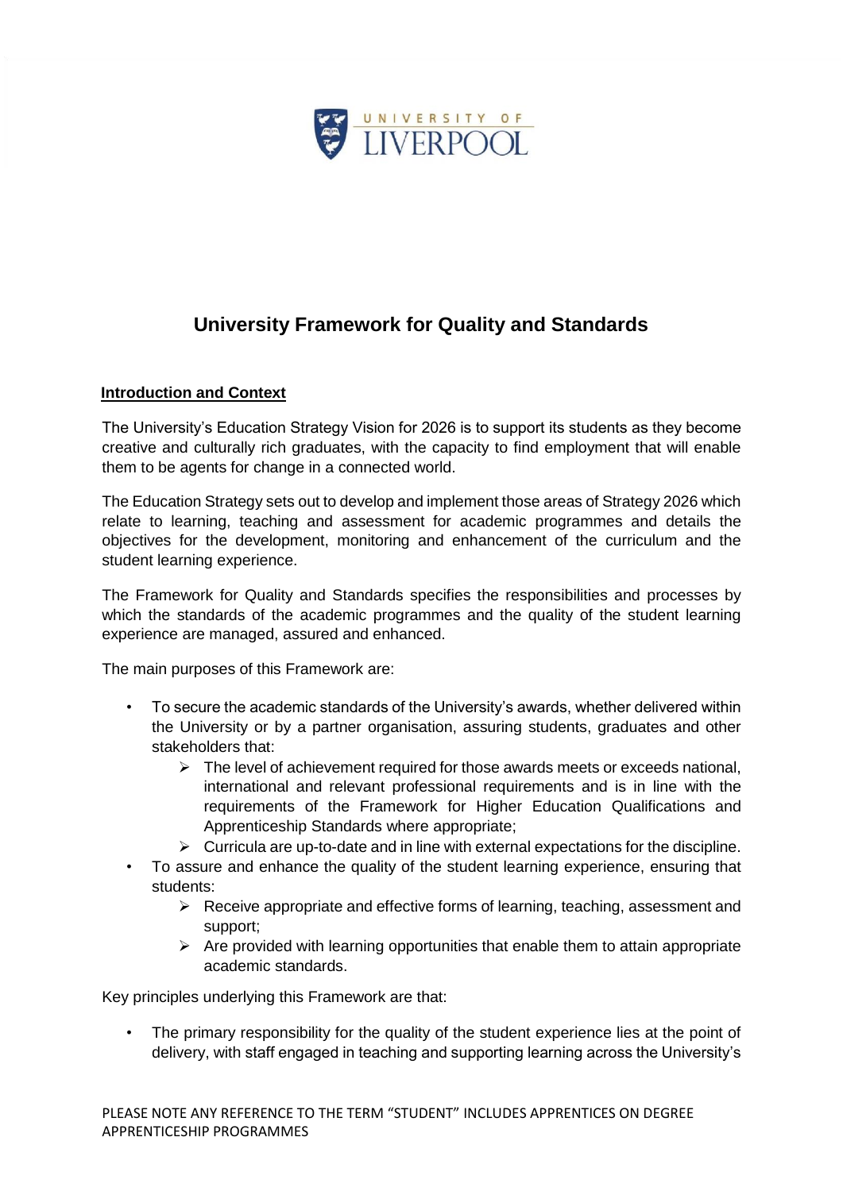# University Framework for Quality and Standards

## Introduction and Context

The University's Education Strategy Vision for 2026 is to support its students as they become creative and culturally rich graduates, with the capacity to find employment that will enable them to be agents for change in a connected world.

The Education Strategy sets out to develop and implement those areas of Strategy 2026 which relate to learning, teaching and assessment for academic programmes and details the objectives for the development, monitoring and enhancement of the curriculum and the student learning experience.

The Framework for Quality and Standards specifies the responsibilities and processes by which the standards of the academic programmes and the quality of the student learning experience are managed, assured and enhanced.

The main purposes of this Framework are:

- To secure the academic standards of the University's awards, whether delivered within the University or by a partner organisation, assuring students, graduates and other stakeholders that:
  - The level of achievement required for those awards meets or exceeds national, international and relevant professional requirements and is in line with the requirements of the Framework for Higher Education Qualifications and Apprenticeship Standards where appropriate;
  - Curricula are up-to-date and in line with external expectations for the discipline.
- To assure and enhance the quality of the student learning experience, ensuring that students:
  - Receive appropriate and effective forms of learning, teaching, assessment and support;
  - Are provided with learning opportunities that enable them to attain appropriate academic standards.

Key principles underlying this Framework are that:

- The primary responsibility for the quality of the student experience lies at the point of delivery, with staff engaged in teaching and supporting learning across the University's

PLEASE NOTE ANY REFERENCE TO THE TERM "STUDENT" INCLUDES APPRENTICES ON DEGREE APPRENTICESHIP PROGRAMMES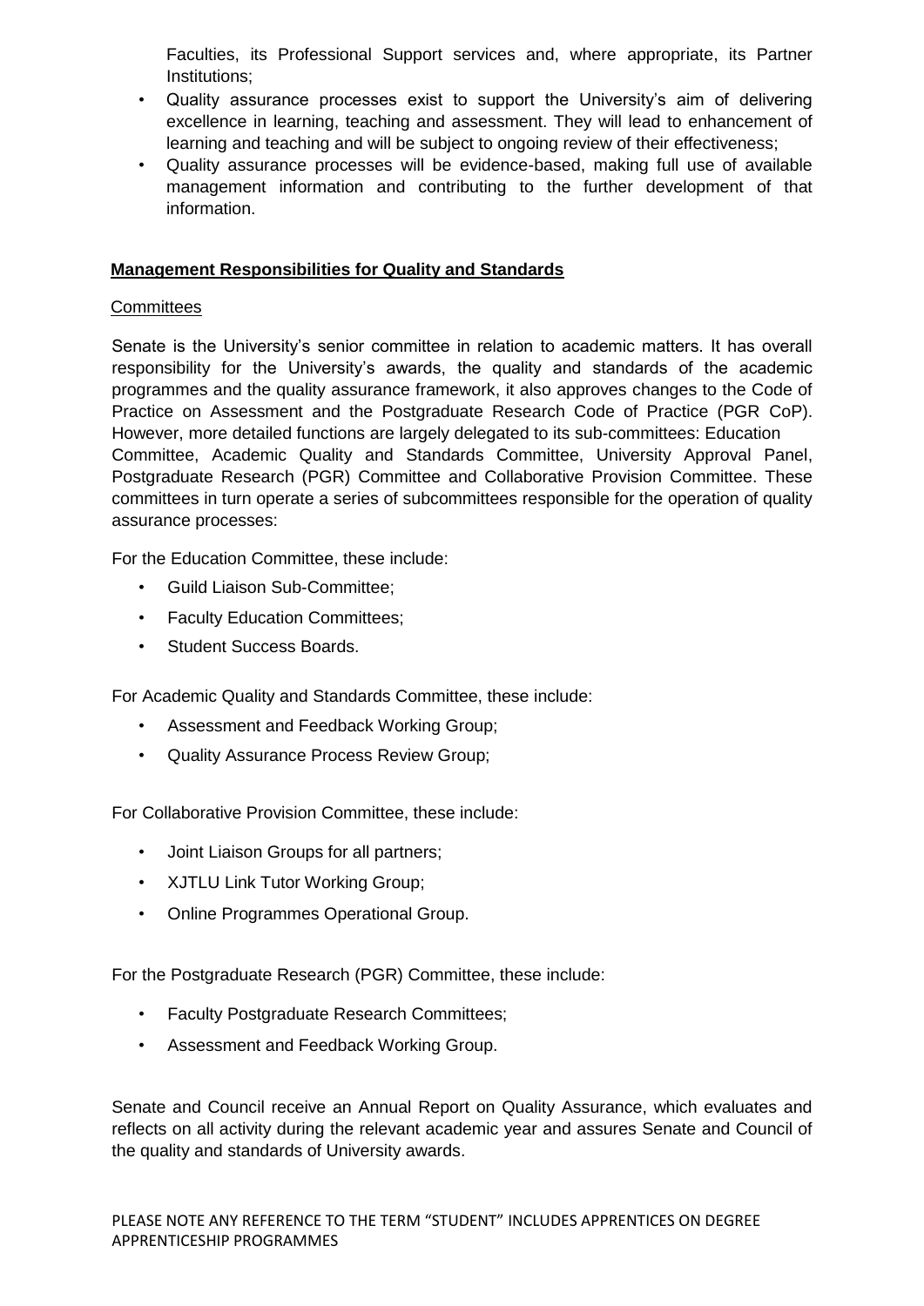Faculties, its Professional Support services and, where appropriate, its Partner Institutions;

- Quality assurance processes exist to support the University's aim of delivering excellence in learning, teaching and assessment. They will lead to enhancement of learning and teaching and will be subject to ongoing review of their effectiveness;
- Quality assurance processes will be evidence-based, making full use of available management information and contributing to the further development of that information.

## Management Responsibilities for Quality and Standards

### Committees

Senate is the University's senior committee in relation to academic matters. It has overall responsibility for the University's awards, the quality and standards of the academic programmes and the quality assurance framework, it also approves changes to the Code of Practice on Assessment and the Postgraduate Research Code of Practice (PGR CoP). However, more detailed functions are largely delegated to its sub-committees: Education Committee, Academic Quality and Standards Committee, University Approval Panel, Postgraduate Research (PGR) Committee and Collaborative Provision Committee. These committees in turn operate a series of subcommittees responsible for the operation of quality assurance processes:

For the Education Committee, these include:

- Guild Liaison Sub-Committee;
- Faculty Education Committees;
- Student Success Boards.

For Academic Quality and Standards Committee, these include:

- Assessment and Feedback Working Group;
- Quality Assurance Process Review Group;

For Collaborative Provision Committee, these include:

- Joint Liaison Groups for all partners;
- XJTLU Link Tutor Working Group;
- Online Programmes Operational Group.

For the Postgraduate Research (PGR) Committee, these include:

- Faculty Postgraduate Research Committees;
- Assessment and Feedback Working Group.

Senate and Council receive an Annual Report on Quality Assurance, which evaluates and reflects on all activity during the relevant academic year and assures Senate and Council of the quality and standards of University awards.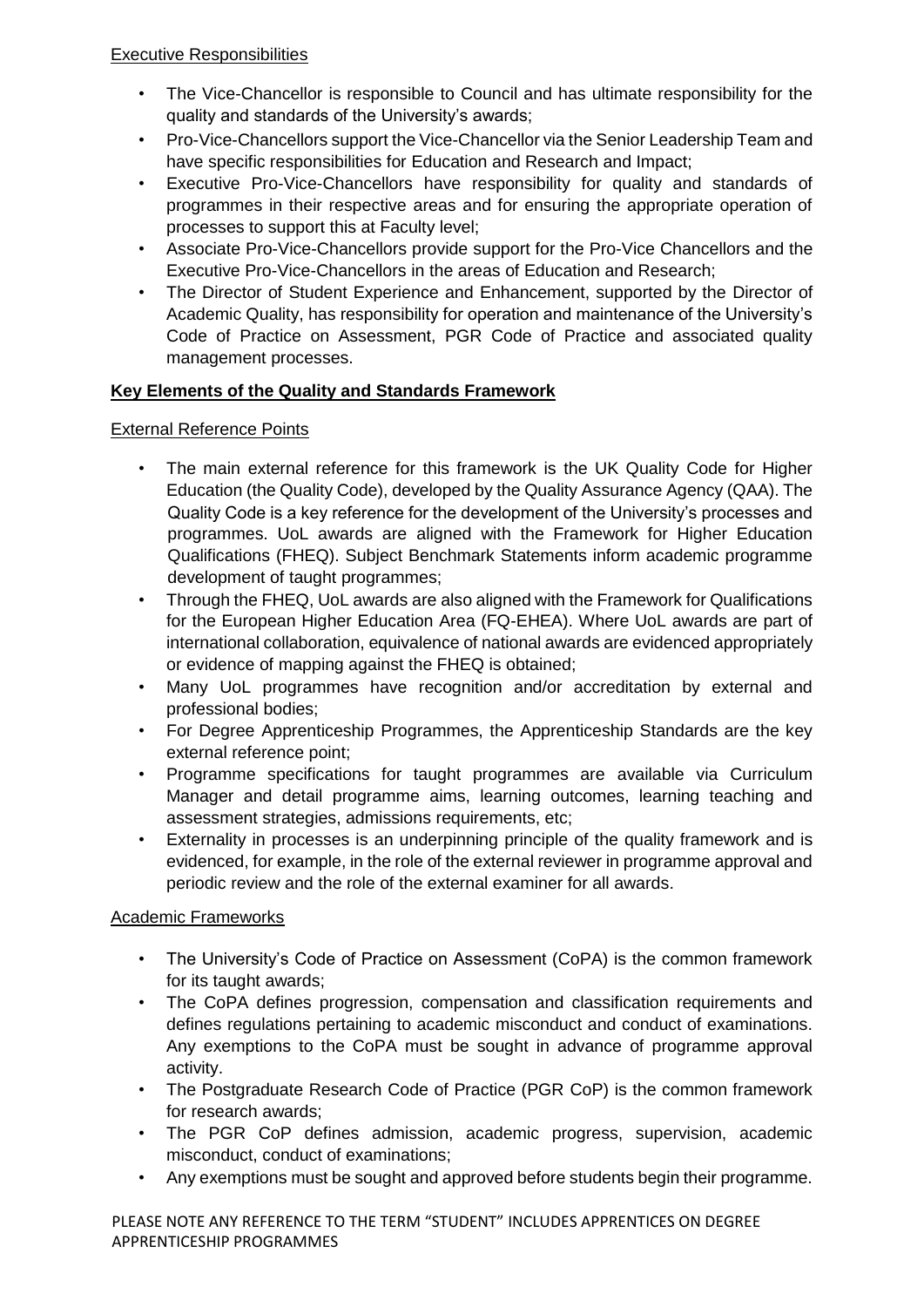### Executive Responsibilities

- The Vice-Chancellor is responsible to Council and has ultimate responsibility for the quality and standards of the University's awards;
- Pro-Vice-Chancellors support the Vice-Chancellor via the Senior Leadership Team and have specific responsibilities for Education and Research and Impact;
- Executive Pro-Vice-Chancellors have responsibility for quality and standards of programmes in their respective areas and for ensuring the appropriate operation of processes to support this at Faculty level;
- Associate Pro-Vice-Chancellors provide support for the Pro-Vice Chancellors and the Executive Pro-Vice-Chancellors in the areas of Education and Research;
- The Director of Student Experience and Enhancement, supported by the Director of Academic Quality, has responsibility for operation and maintenance of the University's Code of Practice on Assessment, PGR Code of Practice and associated quality management processes.

## Key Elements of the Quality and Standards Framework

### External Reference Points

- The main external reference for this framework is the UK Quality Code for Higher Education (the Quality Code), developed by the Quality Assurance Agency (QAA). The Quality Code is a key reference for the development of the University's processes and programmes. UoL awards are aligned with the Framework for Higher Education Qualifications (FHEQ). Subject Benchmark Statements inform academic programme development of taught programmes;
- Through the FHEQ, UoL awards are also aligned with the Framework for Qualifications for the European Higher Education Area (FQ-EHEA). Where UoL awards are part of international collaboration, equivalence of national awards are evidenced appropriately or evidence of mapping against the FHEQ is obtained;
- Many UoL programmes have recognition and/or accreditation by external and professional bodies;
- For Degree Apprenticeship Programmes, the Apprenticeship Standards are the key external reference point;
- Programme specifications for taught programmes are available via Curriculum Manager and detail programme aims, learning outcomes, learning teaching and assessment strategies, admissions requirements, etc;
- Externality in processes is an underpinning principle of the quality framework and is evidenced, for example, in the role of the external reviewer in programme approval and periodic review and the role of the external examiner for all awards.

### Academic Frameworks

- The University's Code of Practice on Assessment (CoPA) is the common framework for its taught awards;
- The CoPA defines progression, compensation and classification requirements and defines regulations pertaining to academic misconduct and conduct of examinations. Any exemptions to the CoPA must be sought in advance of programme approval activity.
- The Postgraduate Research Code of Practice (PGR CoP) is the common framework for research awards;
- The PGR CoP defines admission, academic progress, supervision, academic misconduct, conduct of examinations;
- Any exemptions must be sought and approved before students begin their programme.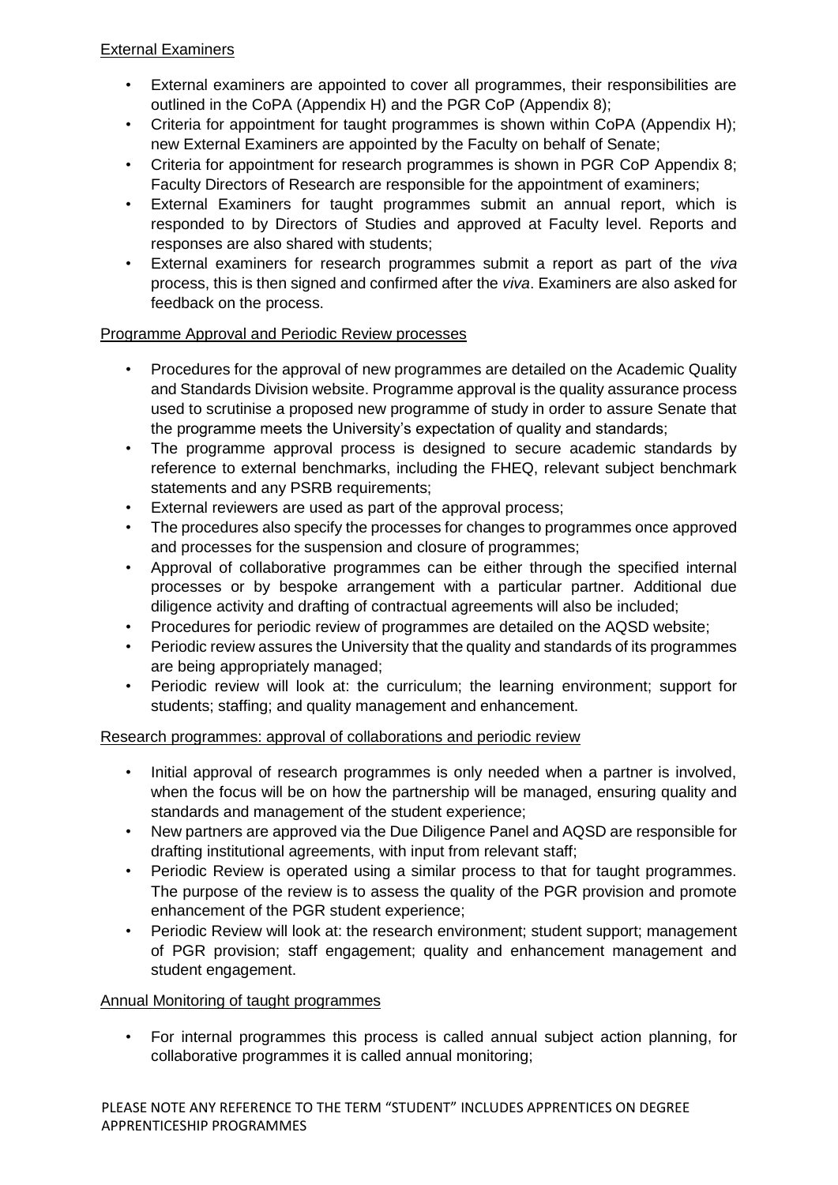## External Examiners

- External examiners are appointed to cover all programmes, their responsibilities are outlined in the CoPA (Appendix H) and the PGR CoP (Appendix 8);
- Criteria for appointment for taught programmes is shown within CoPA (Appendix H); new External Examiners are appointed by the Faculty on behalf of Senate;
- Criteria for appointment for research programmes is shown in PGR CoP Appendix 8; Faculty Directors of Research are responsible for the appointment of examiners;
- External Examiners for taught programmes submit an annual report, which is responded to by Directors of Studies and approved at Faculty level. Reports and responses are also shared with students;
- External examiners for research programmes submit a report as part of the *viva* process, this is then signed and confirmed after the *viva*. Examiners are also asked for feedback on the process.

## Programme Approval and Periodic Review processes

- Procedures for the approval of new programmes are detailed on the Academic Quality and Standards Division website. Programme approval is the quality assurance process used to scrutinise a proposed new programme of study in order to assure Senate that the programme meets the University's expectation of quality and standards;
- The programme approval process is designed to secure academic standards by reference to external benchmarks, including the FHEQ, relevant subject benchmark statements and any PSRB requirements;
- External reviewers are used as part of the approval process;
- The procedures also specify the processes for changes to programmes once approved and processes for the suspension and closure of programmes;
- Approval of collaborative programmes can be either through the specified internal processes or by bespoke arrangement with a particular partner. Additional due diligence activity and drafting of contractual agreements will also be included;
- Procedures for periodic review of programmes are detailed on the AQSD website;
- Periodic review assures the University that the quality and standards of its programmes are being appropriately managed;
- Periodic review will look at: the curriculum; the learning environment; support for students; staffing; and quality management and enhancement.

## Research programmes: approval of collaborations and periodic review

- Initial approval of research programmes is only needed when a partner is involved, when the focus will be on how the partnership will be managed, ensuring quality and standards and management of the student experience;
- New partners are approved via the Due Diligence Panel and AQSD are responsible for drafting institutional agreements, with input from relevant staff;
- Periodic Review is operated using a similar process to that for taught programmes. The purpose of the review is to assess the quality of the PGR provision and promote enhancement of the PGR student experience;
- Periodic Review will look at: the research environment; student support; management of PGR provision; staff engagement; quality and enhancement management and student engagement.

## Annual Monitoring of taught programmes

- For internal programmes this process is called annual subject action planning, for collaborative programmes it is called annual monitoring;

PLEASE NOTE ANY REFERENCE TO THE TERM "STUDENT" INCLUDES APPRENTICES ON DEGREE APPRENTICESHIP PROGRAMMES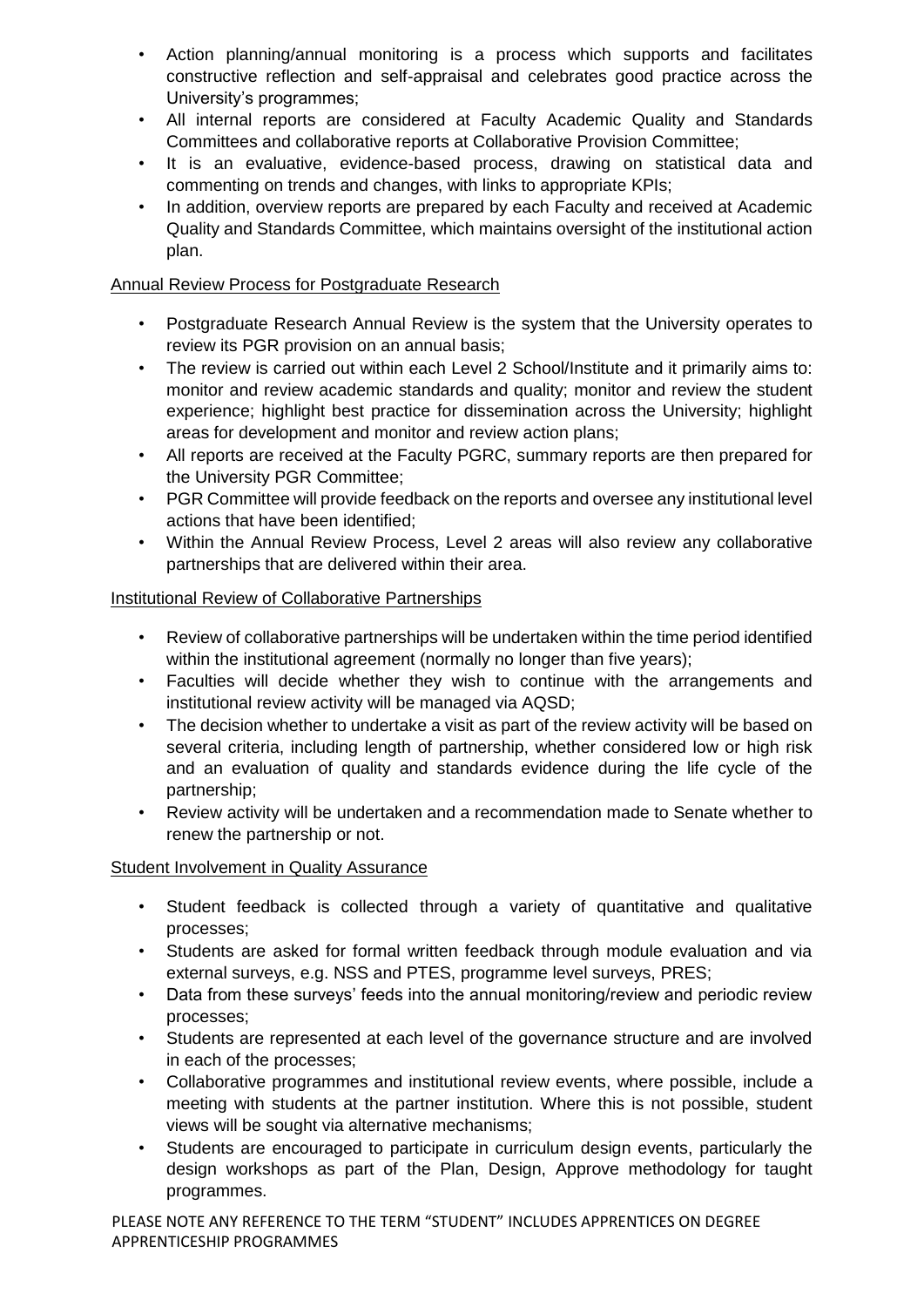- Action planning/annual monitoring is a process which supports and facilitates constructive reflection and self-appraisal and celebrates good practice across the University's programmes;
- All internal reports are considered at Faculty Academic Quality and Standards Committees and collaborative reports at Collaborative Provision Committee;
- It is an evaluative, evidence-based process, drawing on statistical data and commenting on trends and changes, with links to appropriate KPIs;
- In addition, overview reports are prepared by each Faculty and received at Academic Quality and Standards Committee, which maintains oversight of the institutional action plan.

<u>Annual Review Process for Postgraduate Research</u>

- Postgraduate Research Annual Review is the system that the University operates to review its PGR provision on an annual basis;
- The review is carried out within each Level 2 School/Institute and it primarily aims to: monitor and review academic standards and quality; monitor and review the student experience; highlight best practice for dissemination across the University; highlight areas for development and monitor and review action plans;
- All reports are received at the Faculty PGRC, summary reports are then prepared for the University PGR Committee;
- PGR Committee will provide feedback on the reports and oversee any institutional level actions that have been identified;
- Within the Annual Review Process, Level 2 areas will also review any collaborative partnerships that are delivered within their area.

<u>Institutional Review of Collaborative Partnerships</u>

- Review of collaborative partnerships will be undertaken within the time period identified within the institutional agreement (normally no longer than five years);
- Faculties will decide whether they wish to continue with the arrangements and institutional review activity will be managed via AQSD;
- The decision whether to undertake a visit as part of the review activity will be based on several criteria, including length of partnership, whether considered low or high risk and an evaluation of quality and standards evidence during the life cycle of the partnership;
- Review activity will be undertaken and a recommendation made to Senate whether to renew the partnership or not.

<u>Student Involvement in Quality Assurance</u>

- Student feedback is collected through a variety of quantitative and qualitative processes;
- Students are asked for formal written feedback through module evaluation and via external surveys, e.g. NSS and PTES, programme level surveys, PRES;
- Data from these surveys' feeds into the annual monitoring/review and periodic review processes;
- Students are represented at each level of the governance structure and are involved in each of the processes;
- Collaborative programmes and institutional review events, where possible, include a meeting with students at the partner institution. Where this is not possible, student views will be sought via alternative mechanisms;
- Students are encouraged to participate in curriculum design events, particularly the design workshops as part of the Plan, Design, Approve methodology for taught programmes.

PLEASE NOTE ANY REFERENCE TO THE TERM "STUDENT" INCLUDES APPRENTICES ON DEGREE APPRENTICESHIP PROGRAMMES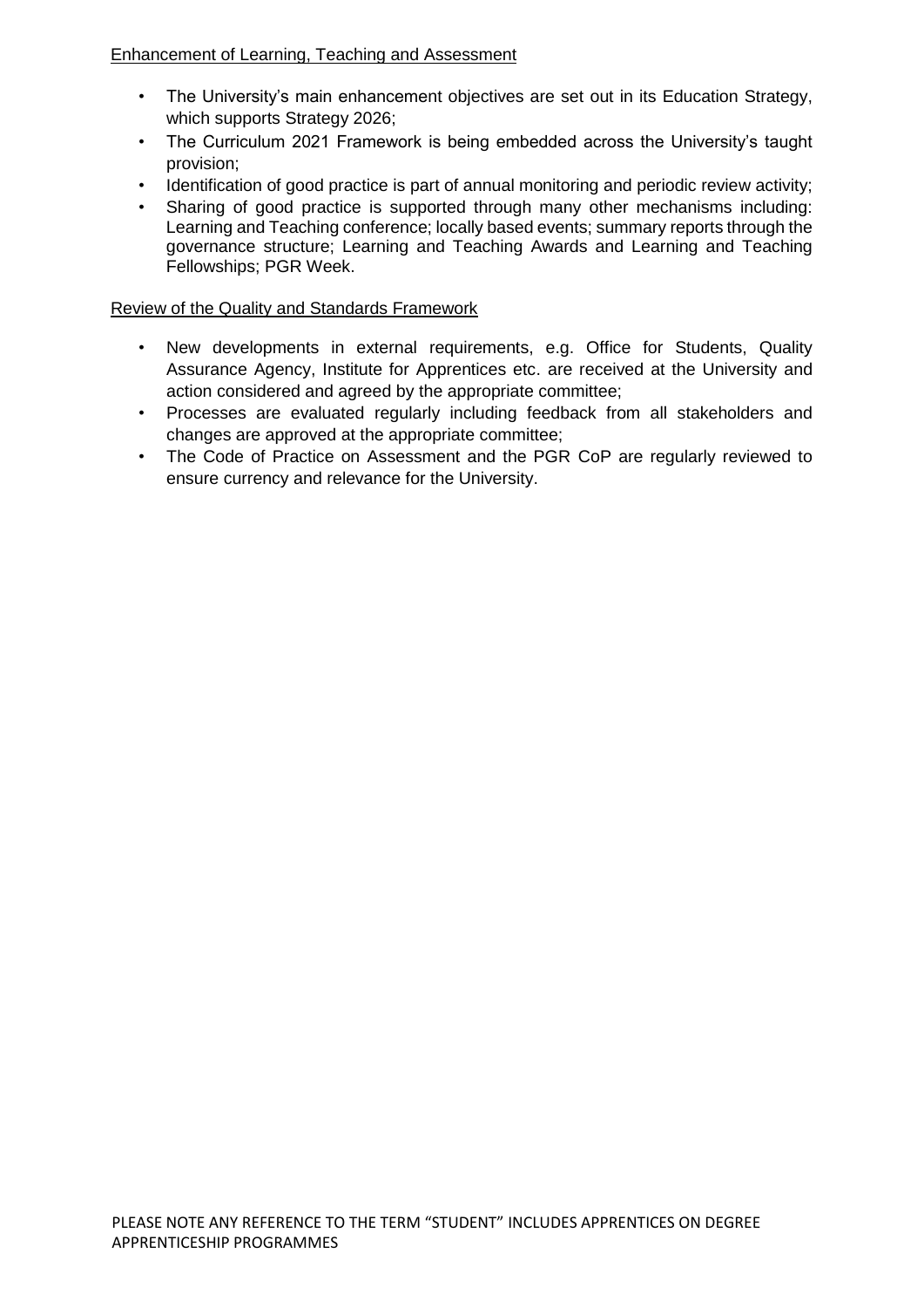## Enhancement of Learning, Teaching and Assessment

- The University's main enhancement objectives are set out in its Education Strategy, which supports Strategy 2026;
- The Curriculum 2021 Framework is being embedded across the University's taught provision;
- Identification of good practice is part of annual monitoring and periodic review activity;
- Sharing of good practice is supported through many other mechanisms including: Learning and Teaching conference; locally based events; summary reports through the governance structure; Learning and Teaching Awards and Learning and Teaching Fellowships; PGR Week.

## Review of the Quality and Standards Framework

- New developments in external requirements, e.g. Office for Students, Quality Assurance Agency, Institute for Apprentices etc. are received at the University and action considered and agreed by the appropriate committee;
- Processes are evaluated regularly including feedback from all stakeholders and changes are approved at the appropriate committee;
- The Code of Practice on Assessment and the PGR CoP are regularly reviewed to ensure currency and relevance for the University.